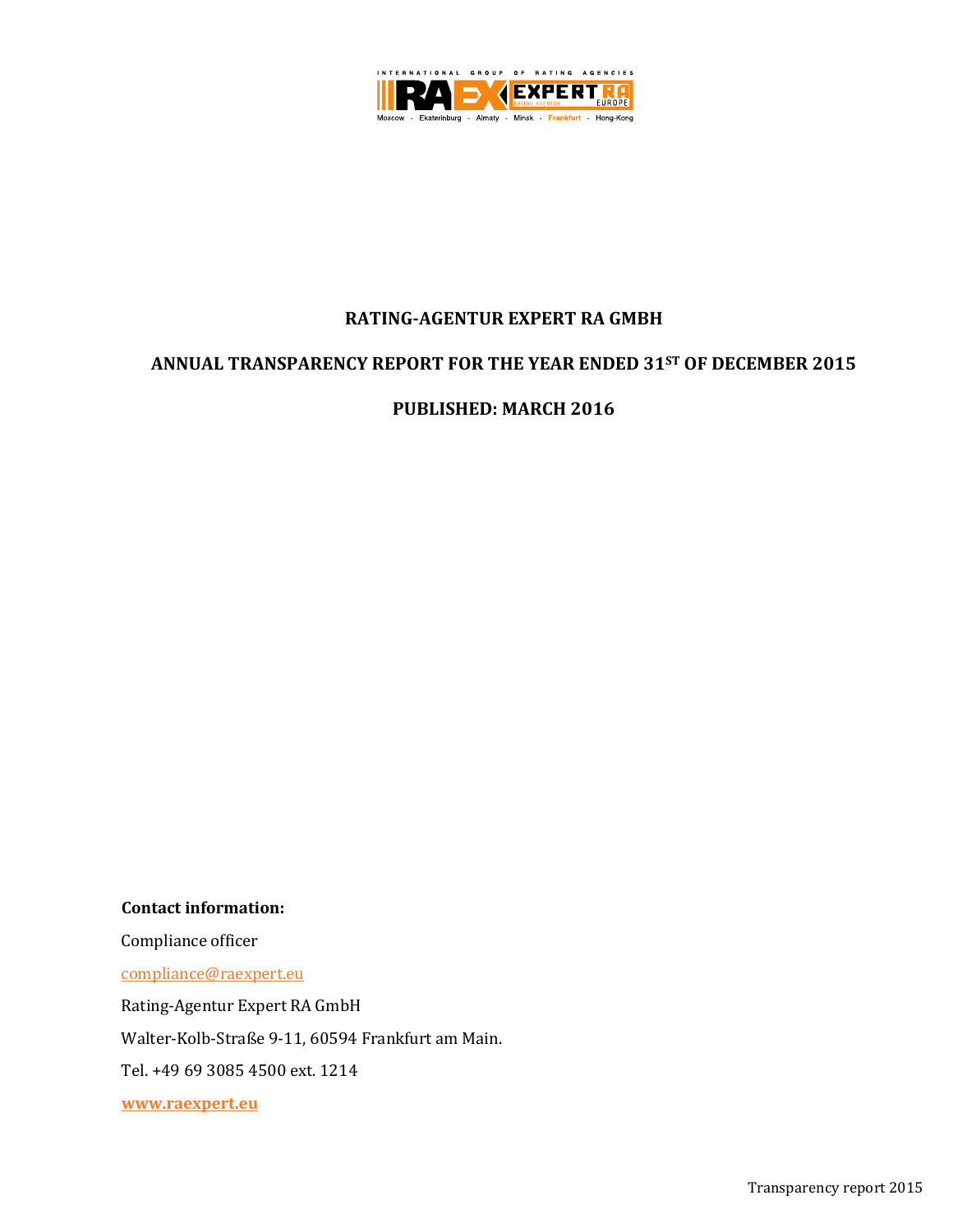# RATING-AGENTUR EXPERT RA GMBH

## ANNUAL TRANSPARENCY REPORT FOR THE YEAR ENDED 31ST OF DECEMBER 2015

## PUBLISHED: MARCH 2016

**Contact information:**

Compliance officer

compliance@raexpert.eu

Rating-Agentur Expert RA GmbH

Walter-Kolb-Straße 9-11, 60594 Frankfurt am Main.

Tel. +49 69 3085 4500 ext. 1214

**www.raexpert.eu**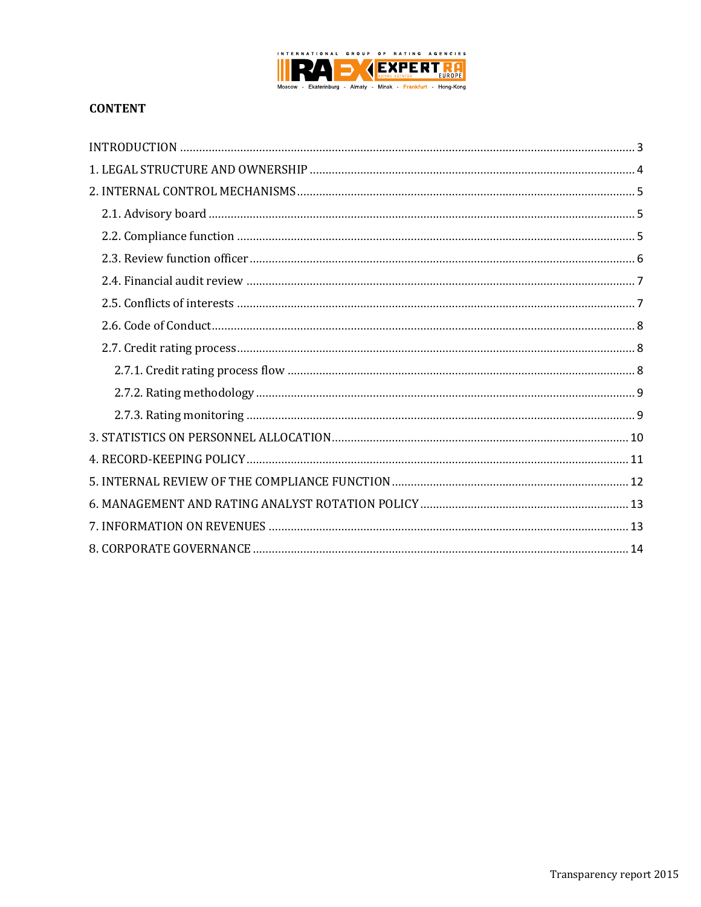## CONTENT

INTRODUCTION ..... 3

1. LEGAL STRUCTURE AND OWNERSHIP ..... 4

2. INTERNAL CONTROL MECHANISMS ..... 5

  2.1. Advisory board ..... 5

  2.2. Compliance function ..... 5

  2.3. Review function officer ..... 6

  2.4. Financial audit review ..... 7

  2.5. Conflicts of interests ..... 7

  2.6. Code of Conduct ..... 8

  2.7. Credit rating process ..... 8

    2.7.1. Credit rating process flow ..... 8

    2.7.2. Rating methodology ..... 9

    2.7.3. Rating monitoring ..... 9

3. STATISTICS ON PERSONNEL ALLOCATION ..... 10

4. RECORD-KEEPING POLICY ..... 11

5. INTERNAL REVIEW OF THE COMPLIANCE FUNCTION ..... 12

6. MANAGEMENT AND RATING ANALYST ROTATION POLICY ..... 13

7. INFORMATION ON REVENUES ..... 13

8. CORPORATE GOVERNANCE ..... 14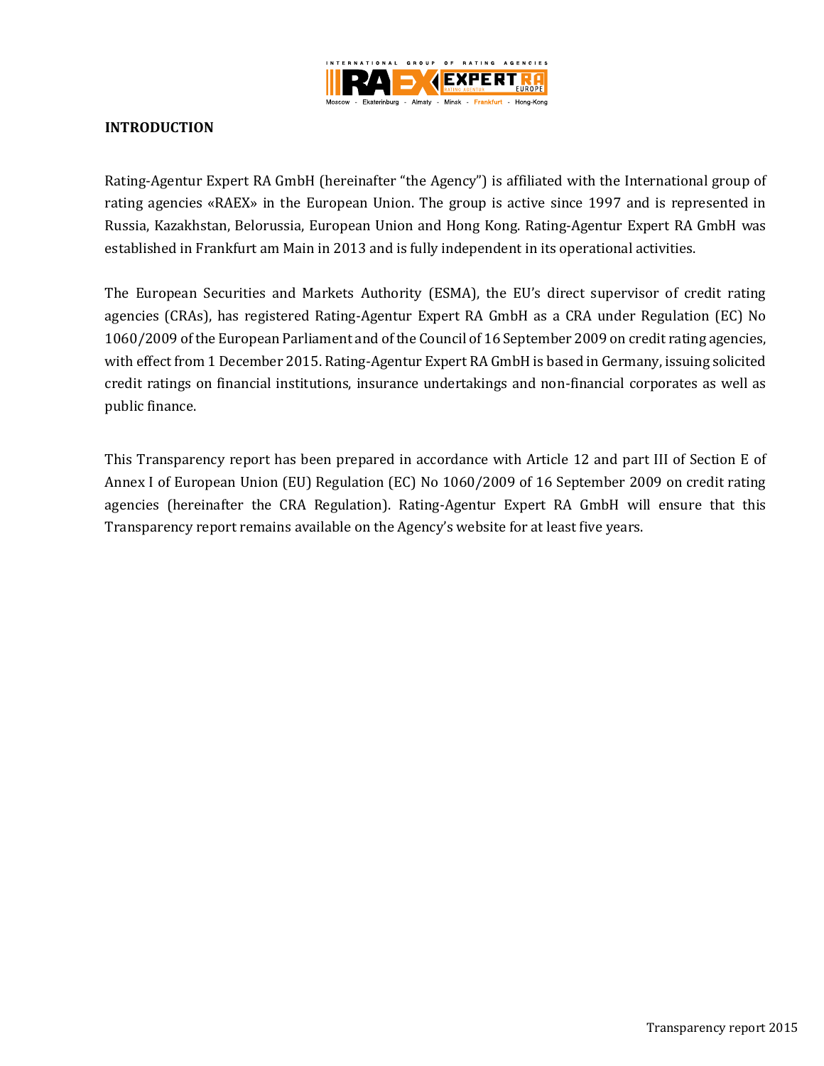## INTRODUCTION

Rating-Agentur Expert RA GmbH (hereinafter "the Agency") is affiliated with the International group of rating agencies «RAEX» in the European Union. The group is active since 1997 and is represented in Russia, Kazakhstan, Belorussia, European Union and Hong Kong. Rating-Agentur Expert RA GmbH was established in Frankfurt am Main in 2013 and is fully independent in its operational activities.

The European Securities and Markets Authority (ESMA), the EU's direct supervisor of credit rating agencies (CRAs), has registered Rating-Agentur Expert RA GmbH as a CRA under Regulation (EC) No 1060/2009 of the European Parliament and of the Council of 16 September 2009 on credit rating agencies, with effect from 1 December 2015. Rating-Agentur Expert RA GmbH is based in Germany, issuing solicited credit ratings on financial institutions, insurance undertakings and non-financial corporates as well as public finance.

This Transparency report has been prepared in accordance with Article 12 and part III of Section E of Annex I of European Union (EU) Regulation (EC) No 1060/2009 of 16 September 2009 on credit rating agencies (hereinafter the CRA Regulation). Rating-Agentur Expert RA GmbH will ensure that this Transparency report remains available on the Agency's website for at least five years.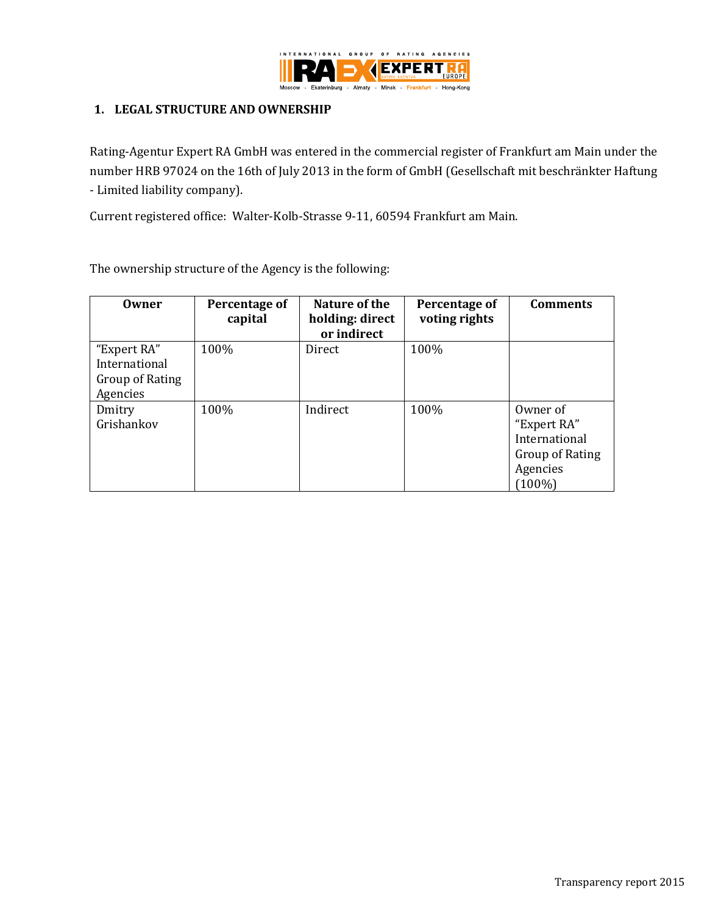## 1. LEGAL STRUCTURE AND OWNERSHIP

Rating-Agentur Expert RA GmbH was entered in the commercial register of Frankfurt am Main under the number HRB 97024 on the 16th of July 2013 in the form of GmbH (Gesellschaft mit beschränkter Haftung - Limited liability company).

Current registered office: Walter-Kolb-Strasse 9-11, 60594 Frankfurt am Main.

The ownership structure of the Agency is the following:

| Owner | Percentage of capital | Nature of the holding: direct or indirect | Percentage of voting rights | Comments |
|---|---|---|---|---|
| "Expert RA" International Group of Rating Agencies | 100% | Direct | 100% | |
| Dmitry Grishankov | 100% | Indirect | 100% | Owner of "Expert RA" International Group of Rating Agencies (100%) |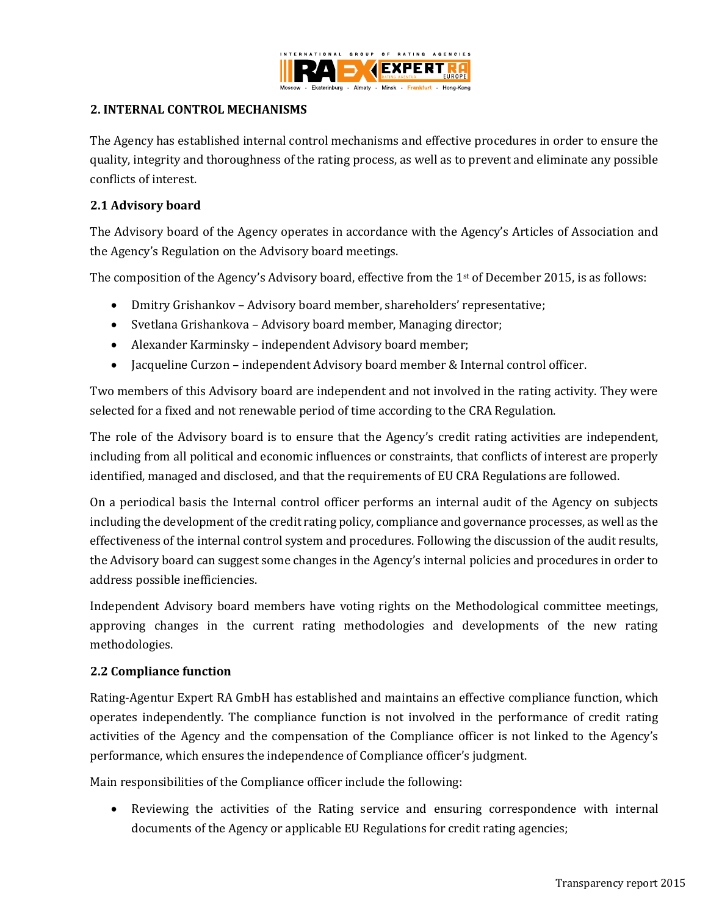## 2. INTERNAL CONTROL MECHANISMS

The Agency has established internal control mechanisms and effective procedures in order to ensure the quality, integrity and thoroughness of the rating process, as well as to prevent and eliminate any possible conflicts of interest.

### 2.1 Advisory board

The Advisory board of the Agency operates in accordance with the Agency's Articles of Association and the Agency's Regulation on the Advisory board meetings.

The composition of the Agency's Advisory board, effective from the 1st of December 2015, is as follows:

- Dmitry Grishankov – Advisory board member, shareholders' representative;
- Svetlana Grishankova – Advisory board member, Managing director;
- Alexander Karminsky – independent Advisory board member;
- Jacqueline Curzon – independent Advisory board member & Internal control officer.

Two members of this Advisory board are independent and not involved in the rating activity. They were selected for a fixed and not renewable period of time according to the CRA Regulation.

The role of the Advisory board is to ensure that the Agency's credit rating activities are independent, including from all political and economic influences or constraints, that conflicts of interest are properly identified, managed and disclosed, and that the requirements of EU CRA Regulations are followed.

On a periodical basis the Internal control officer performs an internal audit of the Agency on subjects including the development of the credit rating policy, compliance and governance processes, as well as the effectiveness of the internal control system and procedures. Following the discussion of the audit results, the Advisory board can suggest some changes in the Agency's internal policies and procedures in order to address possible inefficiencies.

Independent Advisory board members have voting rights on the Methodological committee meetings, approving changes in the current rating methodologies and developments of the new rating methodologies.

### 2.2 Compliance function

Rating-Agentur Expert RA GmbH has established and maintains an effective compliance function, which operates independently. The compliance function is not involved in the performance of credit rating activities of the Agency and the compensation of the Compliance officer is not linked to the Agency's performance, which ensures the independence of Compliance officer's judgment.

Main responsibilities of the Compliance officer include the following:

- Reviewing the activities of the Rating service and ensuring correspondence with internal documents of the Agency or applicable EU Regulations for credit rating agencies;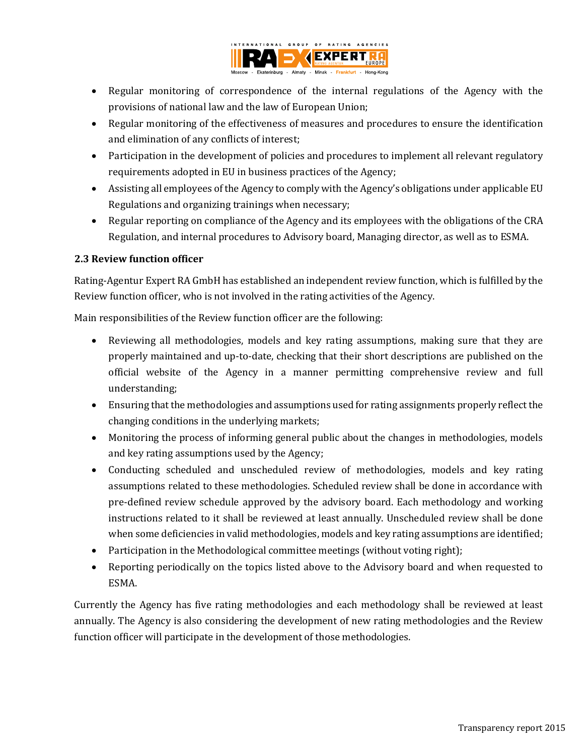- Regular monitoring of correspondence of the internal regulations of the Agency with the provisions of national law and the law of European Union;
- Regular monitoring of the effectiveness of measures and procedures to ensure the identification and elimination of any conflicts of interest;
- Participation in the development of policies and procedures to implement all relevant regulatory requirements adopted in EU in business practices of the Agency;
- Assisting all employees of the Agency to comply with the Agency's obligations under applicable EU Regulations and organizing trainings when necessary;
- Regular reporting on compliance of the Agency and its employees with the obligations of the CRA Regulation, and internal procedures to Advisory board, Managing director, as well as to ESMA.

### 2.3 Review function officer

Rating-Agentur Expert RA GmbH has established an independent review function, which is fulfilled by the Review function officer, who is not involved in the rating activities of the Agency.

Main responsibilities of the Review function officer are the following:

- Reviewing all methodologies, models and key rating assumptions, making sure that they are properly maintained and up-to-date, checking that their short descriptions are published on the official website of the Agency in a manner permitting comprehensive review and full understanding;
- Ensuring that the methodologies and assumptions used for rating assignments properly reflect the changing conditions in the underlying markets;
- Monitoring the process of informing general public about the changes in methodologies, models and key rating assumptions used by the Agency;
- Conducting scheduled and unscheduled review of methodologies, models and key rating assumptions related to these methodologies. Scheduled review shall be done in accordance with pre-defined review schedule approved by the advisory board. Each methodology and working instructions related to it shall be reviewed at least annually. Unscheduled review shall be done when some deficiencies in valid methodologies, models and key rating assumptions are identified;
- Participation in the Methodological committee meetings (without voting right);
- Reporting periodically on the topics listed above to the Advisory board and when requested to ESMA.

Currently the Agency has five rating methodologies and each methodology shall be reviewed at least annually. The Agency is also considering the development of new rating methodologies and the Review function officer will participate in the development of those methodologies.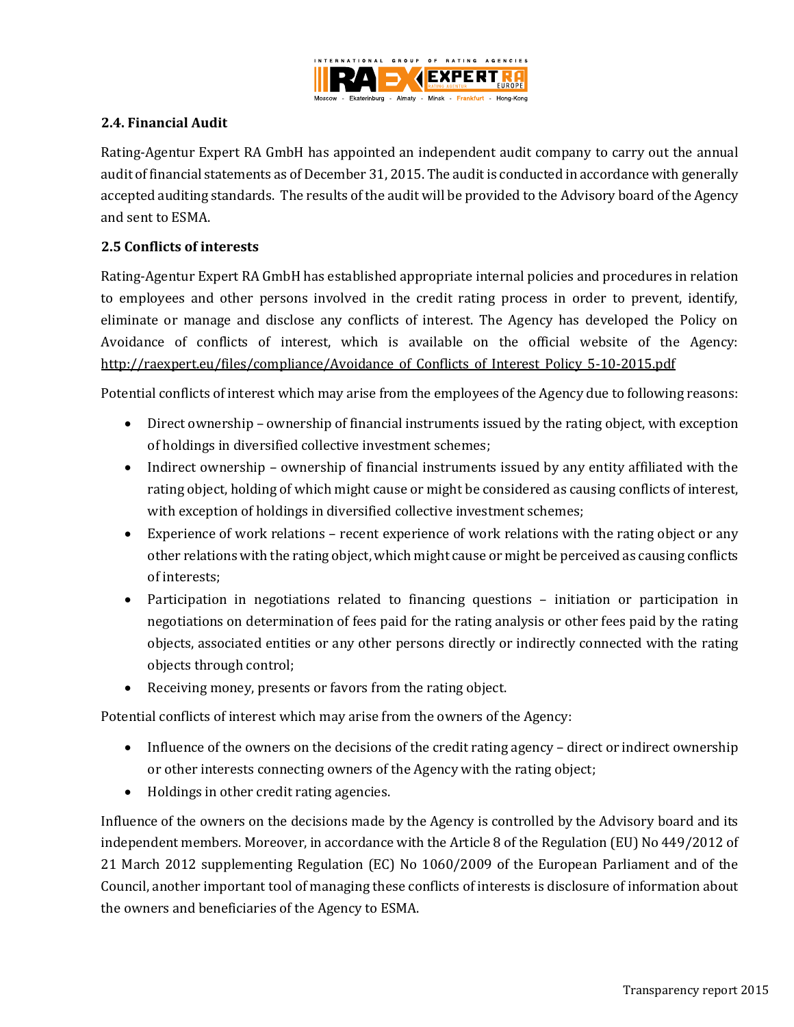### 2.4. Financial Audit

Rating-Agentur Expert RA GmbH has appointed an independent audit company to carry out the annual audit of financial statements as of December 31, 2015. The audit is conducted in accordance with generally accepted auditing standards. The results of the audit will be provided to the Advisory board of the Agency and sent to ESMA.

### 2.5 Conflicts of interests

Rating-Agentur Expert RA GmbH has established appropriate internal policies and procedures in relation to employees and other persons involved in the credit rating process in order to prevent, identify, eliminate or manage and disclose any conflicts of interest. The Agency has developed the Policy on Avoidance of conflicts of interest, which is available on the official website of the Agency: http://raexpert.eu/files/compliance/Avoidance_of_Conflicts_of_Interest_Policy_5-10-2015.pdf

Potential conflicts of interest which may arise from the employees of the Agency due to following reasons:

- Direct ownership – ownership of financial instruments issued by the rating object, with exception of holdings in diversified collective investment schemes;
- Indirect ownership – ownership of financial instruments issued by any entity affiliated with the rating object, holding of which might cause or might be considered as causing conflicts of interest, with exception of holdings in diversified collective investment schemes;
- Experience of work relations – recent experience of work relations with the rating object or any other relations with the rating object, which might cause or might be perceived as causing conflicts of interests;
- Participation in negotiations related to financing questions – initiation or participation in negotiations on determination of fees paid for the rating analysis or other fees paid by the rating objects, associated entities or any other persons directly or indirectly connected with the rating objects through control;
- Receiving money, presents or favors from the rating object.

Potential conflicts of interest which may arise from the owners of the Agency:

- Influence of the owners on the decisions of the credit rating agency – direct or indirect ownership or other interests connecting owners of the Agency with the rating object;
- Holdings in other credit rating agencies.

Influence of the owners on the decisions made by the Agency is controlled by the Advisory board and its independent members. Moreover, in accordance with the Article 8 of the Regulation (EU) No 449/2012 of 21 March 2012 supplementing Regulation (EC) No 1060/2009 of the European Parliament and of the Council, another important tool of managing these conflicts of interests is disclosure of information about the owners and beneficiaries of the Agency to ESMA.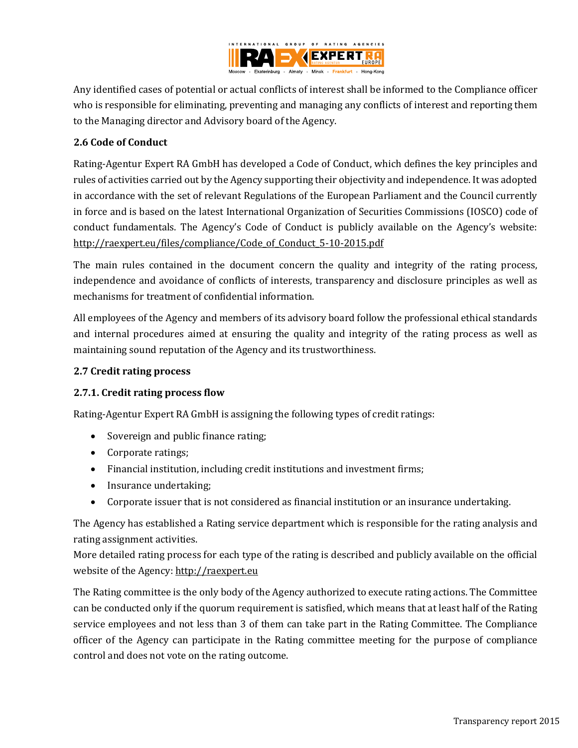Any identified cases of potential or actual conflicts of interest shall be informed to the Compliance officer who is responsible for eliminating, preventing and managing any conflicts of interest and reporting them to the Managing director and Advisory board of the Agency.

### 2.6 Code of Conduct

Rating-Agentur Expert RA GmbH has developed a Code of Conduct, which defines the key principles and rules of activities carried out by the Agency supporting their objectivity and independence. It was adopted in accordance with the set of relevant Regulations of the European Parliament and the Council currently in force and is based on the latest International Organization of Securities Commissions (IOSCO) code of conduct fundamentals. The Agency's Code of Conduct is publicly available on the Agency's website: http://raexpert.eu/files/compliance/Code_of_Conduct_5-10-2015.pdf

The main rules contained in the document concern the quality and integrity of the rating process, independence and avoidance of conflicts of interests, transparency and disclosure principles as well as mechanisms for treatment of confidential information.

All employees of the Agency and members of its advisory board follow the professional ethical standards and internal procedures aimed at ensuring the quality and integrity of the rating process as well as maintaining sound reputation of the Agency and its trustworthiness.

### 2.7 Credit rating process

#### 2.7.1. Credit rating process flow

Rating-Agentur Expert RA GmbH is assigning the following types of credit ratings:

- Sovereign and public finance rating;
- Corporate ratings;
- Financial institution, including credit institutions and investment firms;
- Insurance undertaking;
- Corporate issuer that is not considered as financial institution or an insurance undertaking.

The Agency has established a Rating service department which is responsible for the rating analysis and rating assignment activities.
More detailed rating process for each type of the rating is described and publicly available on the official website of the Agency: http://raexpert.eu

The Rating committee is the only body of the Agency authorized to execute rating actions. The Committee can be conducted only if the quorum requirement is satisfied, which means that at least half of the Rating service employees and not less than 3 of them can take part in the Rating Committee. The Compliance officer of the Agency can participate in the Rating committee meeting for the purpose of compliance control and does not vote on the rating outcome.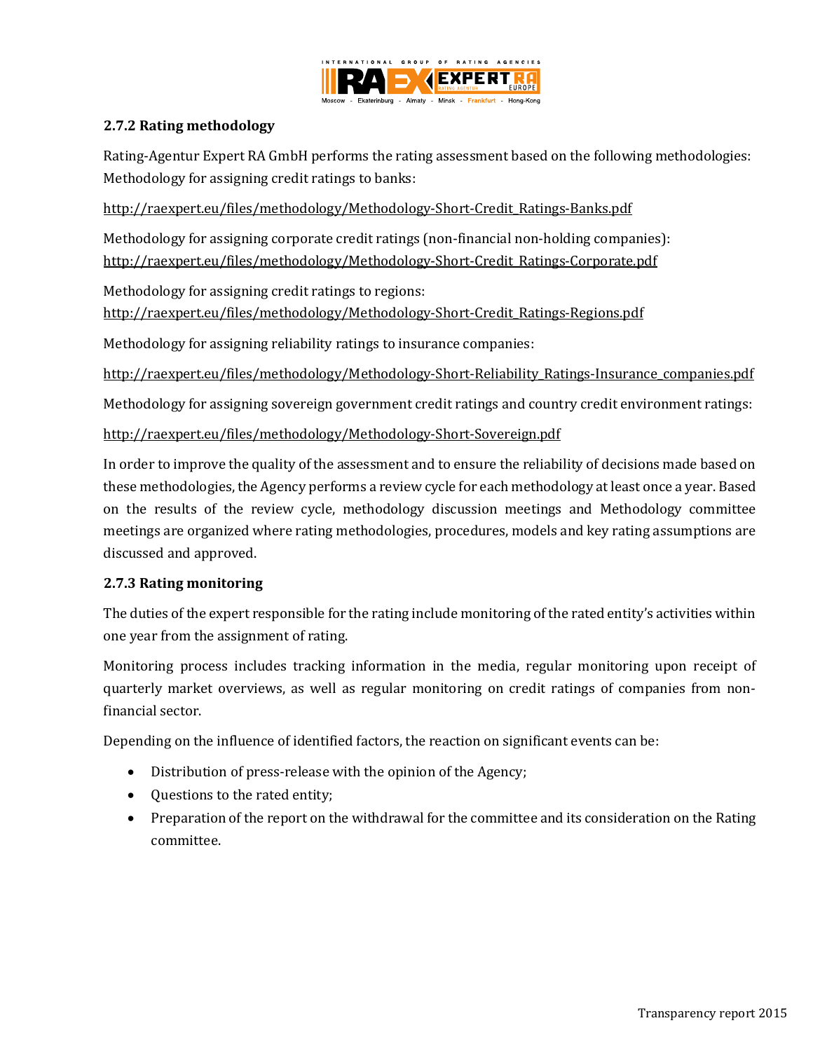### 2.7.2 Rating methodology

Rating-Agentur Expert RA GmbH performs the rating assessment based on the following methodologies: Methodology for assigning credit ratings to banks:

http://raexpert.eu/files/methodology/Methodology-Short-Credit_Ratings-Banks.pdf

Methodology for assigning corporate credit ratings (non-financial non-holding companies): http://raexpert.eu/files/methodology/Methodology-Short-Credit_Ratings-Corporate.pdf

Methodology for assigning credit ratings to regions: http://raexpert.eu/files/methodology/Methodology-Short-Credit_Ratings-Regions.pdf

Methodology for assigning reliability ratings to insurance companies:

http://raexpert.eu/files/methodology/Methodology-Short-Reliability_Ratings-Insurance_companies.pdf

Methodology for assigning sovereign government credit ratings and country credit environment ratings:

http://raexpert.eu/files/methodology/Methodology-Short-Sovereign.pdf

In order to improve the quality of the assessment and to ensure the reliability of decisions made based on these methodologies, the Agency performs a review cycle for each methodology at least once a year. Based on the results of the review cycle, methodology discussion meetings and Methodology committee meetings are organized where rating methodologies, procedures, models and key rating assumptions are discussed and approved.

### 2.7.3 Rating monitoring

The duties of the expert responsible for the rating include monitoring of the rated entity's activities within one year from the assignment of rating.

Monitoring process includes tracking information in the media, regular monitoring upon receipt of quarterly market overviews, as well as regular monitoring on credit ratings of companies from non-financial sector.

Depending on the influence of identified factors, the reaction on significant events can be:

- Distribution of press-release with the opinion of the Agency;
- Questions to the rated entity;
- Preparation of the report on the withdrawal for the committee and its consideration on the Rating committee.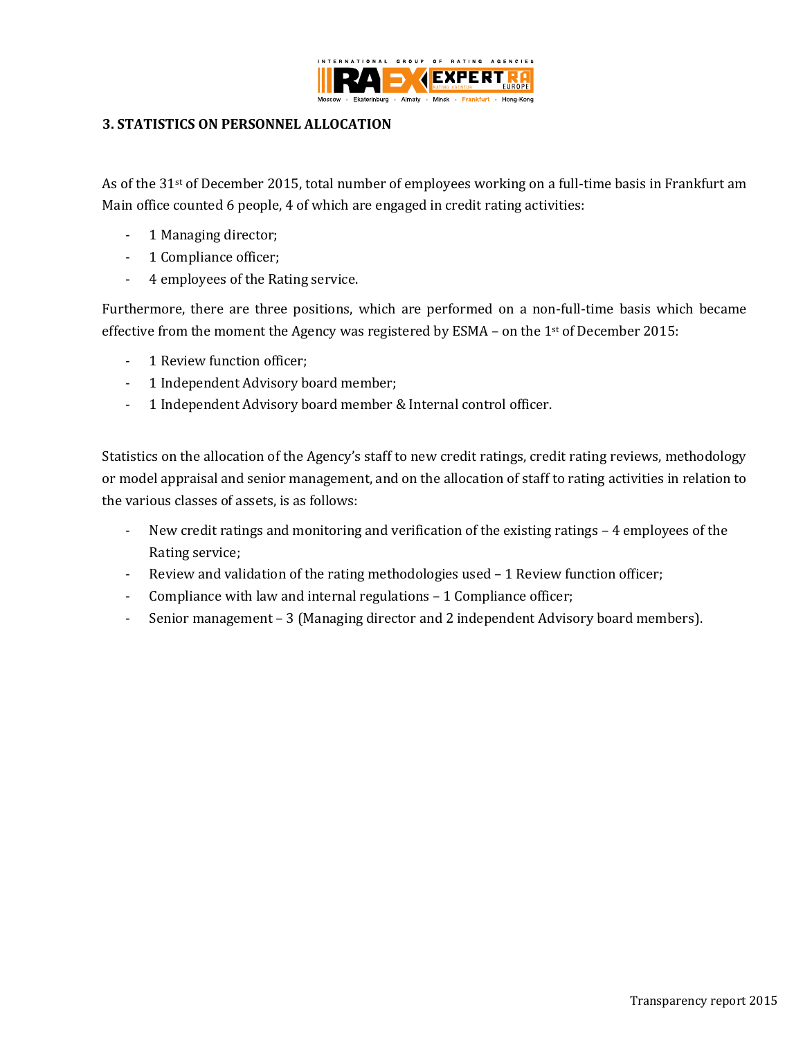## 3. STATISTICS ON PERSONNEL ALLOCATION

As of the 31st of December 2015, total number of employees working on a full-time basis in Frankfurt am Main office counted 6 people, 4 of which are engaged in credit rating activities:

- 1 Managing director;
- 1 Compliance officer;
- 4 employees of the Rating service.

Furthermore, there are three positions, which are performed on a non-full-time basis which became effective from the moment the Agency was registered by ESMA – on the 1st of December 2015:

- 1 Review function officer;
- 1 Independent Advisory board member;
- 1 Independent Advisory board member & Internal control officer.

Statistics on the allocation of the Agency's staff to new credit ratings, credit rating reviews, methodology or model appraisal and senior management, and on the allocation of staff to rating activities in relation to the various classes of assets, is as follows:

- New credit ratings and monitoring and verification of the existing ratings – 4 employees of the Rating service;
- Review and validation of the rating methodologies used – 1 Review function officer;
- Compliance with law and internal regulations – 1 Compliance officer;
- Senior management – 3 (Managing director and 2 independent Advisory board members).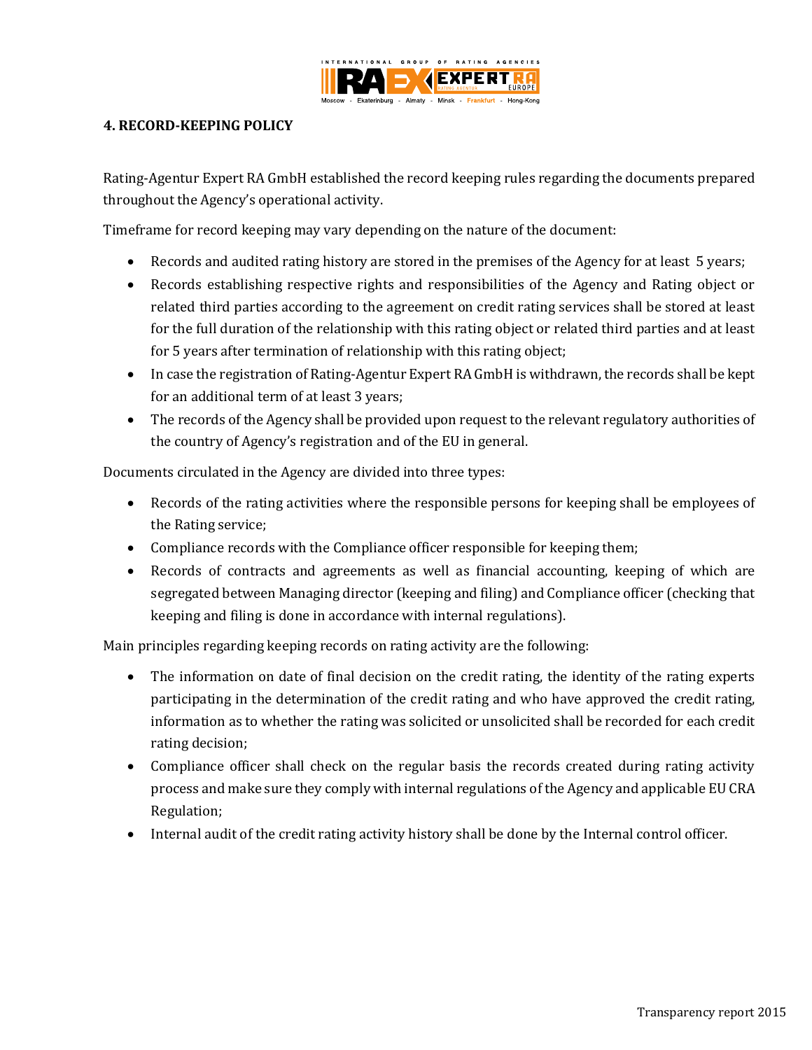## 4. RECORD-KEEPING POLICY

Rating-Agentur Expert RA GmbH established the record keeping rules regarding the documents prepared throughout the Agency's operational activity.

Timeframe for record keeping may vary depending on the nature of the document:

- Records and audited rating history are stored in the premises of the Agency for at least 5 years;
- Records establishing respective rights and responsibilities of the Agency and Rating object or related third parties according to the agreement on credit rating services shall be stored at least for the full duration of the relationship with this rating object or related third parties and at least for 5 years after termination of relationship with this rating object;
- In case the registration of Rating-Agentur Expert RA GmbH is withdrawn, the records shall be kept for an additional term of at least 3 years;
- The records of the Agency shall be provided upon request to the relevant regulatory authorities of the country of Agency's registration and of the EU in general.

Documents circulated in the Agency are divided into three types:

- Records of the rating activities where the responsible persons for keeping shall be employees of the Rating service;
- Compliance records with the Compliance officer responsible for keeping them;
- Records of contracts and agreements as well as financial accounting, keeping of which are segregated between Managing director (keeping and filing) and Compliance officer (checking that keeping and filing is done in accordance with internal regulations).

Main principles regarding keeping records on rating activity are the following:

- The information on date of final decision on the credit rating, the identity of the rating experts participating in the determination of the credit rating and who have approved the credit rating, information as to whether the rating was solicited or unsolicited shall be recorded for each credit rating decision;
- Compliance officer shall check on the regular basis the records created during rating activity process and make sure they comply with internal regulations of the Agency and applicable EU CRA Regulation;
- Internal audit of the credit rating activity history shall be done by the Internal control officer.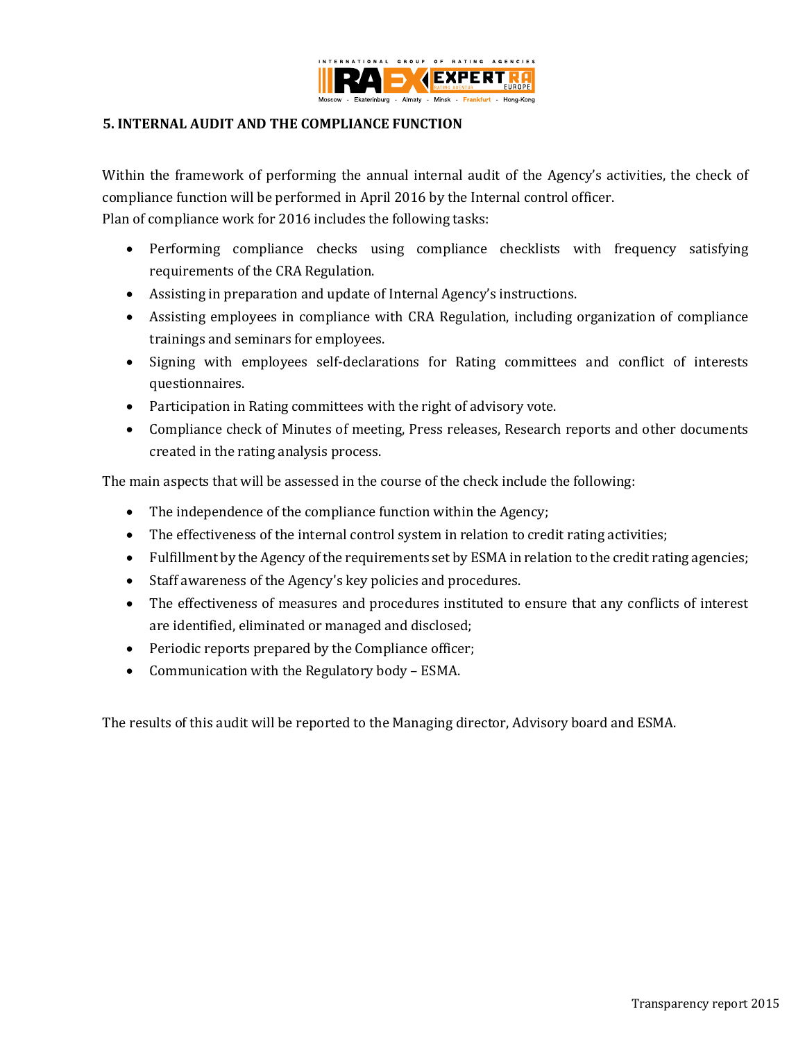## 5. INTERNAL AUDIT AND THE COMPLIANCE FUNCTION

Within the framework of performing the annual internal audit of the Agency's activities, the check of compliance function will be performed in April 2016 by the Internal control officer.
Plan of compliance work for 2016 includes the following tasks:

- Performing compliance checks using compliance checklists with frequency satisfying requirements of the CRA Regulation.
- Assisting in preparation and update of Internal Agency's instructions.
- Assisting employees in compliance with CRA Regulation, including organization of compliance trainings and seminars for employees.
- Signing with employees self-declarations for Rating committees and conflict of interests questionnaires.
- Participation in Rating committees with the right of advisory vote.
- Compliance check of Minutes of meeting, Press releases, Research reports and other documents created in the rating analysis process.

The main aspects that will be assessed in the course of the check include the following:

- The independence of the compliance function within the Agency;
- The effectiveness of the internal control system in relation to credit rating activities;
- Fulfillment by the Agency of the requirements set by ESMA in relation to the credit rating agencies;
- Staff awareness of the Agency's key policies and procedures.
- The effectiveness of measures and procedures instituted to ensure that any conflicts of interest are identified, eliminated or managed and disclosed;
- Periodic reports prepared by the Compliance officer;
- Communication with the Regulatory body – ESMA.

The results of this audit will be reported to the Managing director, Advisory board and ESMA.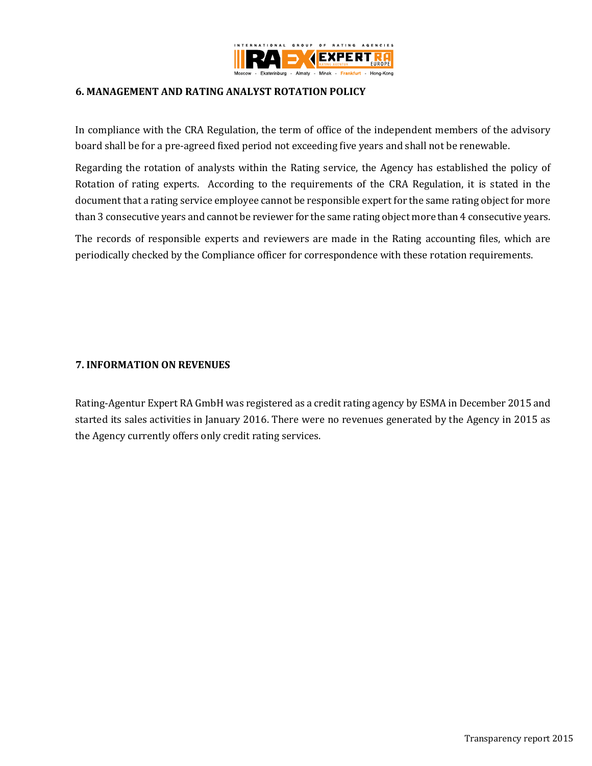## 6. MANAGEMENT AND RATING ANALYST ROTATION POLICY

In compliance with the CRA Regulation, the term of office of the independent members of the advisory board shall be for a pre-agreed fixed period not exceeding five years and shall not be renewable.

Regarding the rotation of analysts within the Rating service, the Agency has established the policy of Rotation of rating experts. According to the requirements of the CRA Regulation, it is stated in the document that a rating service employee cannot be responsible expert for the same rating object for more than 3 consecutive years and cannot be reviewer for the same rating object more than 4 consecutive years.

The records of responsible experts and reviewers are made in the Rating accounting files, which are periodically checked by the Compliance officer for correspondence with these rotation requirements.

## 7. INFORMATION ON REVENUES

Rating-Agentur Expert RA GmbH was registered as a credit rating agency by ESMA in December 2015 and started its sales activities in January 2016. There were no revenues generated by the Agency in 2015 as the Agency currently offers only credit rating services.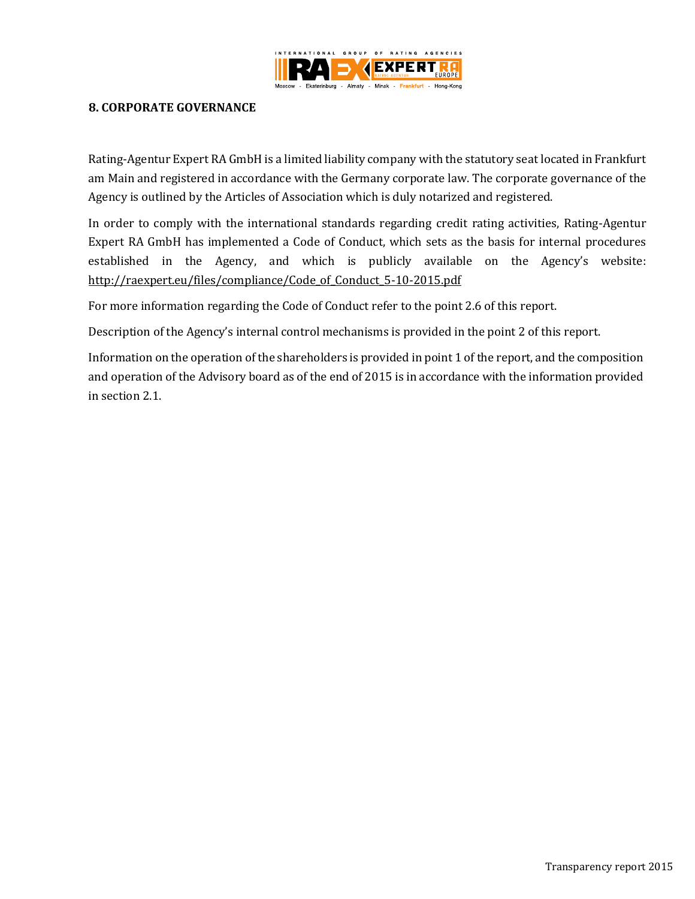## 8. CORPORATE GOVERNANCE

Rating-Agentur Expert RA GmbH is a limited liability company with the statutory seat located in Frankfurt am Main and registered in accordance with the Germany corporate law. The corporate governance of the Agency is outlined by the Articles of Association which is duly notarized and registered.

In order to comply with the international standards regarding credit rating activities, Rating-Agentur Expert RA GmbH has implemented a Code of Conduct, which sets as the basis for internal procedures established in the Agency, and which is publicly available on the Agency's website: http://raexpert.eu/files/compliance/Code_of_Conduct_5-10-2015.pdf

For more information regarding the Code of Conduct refer to the point 2.6 of this report.

Description of the Agency's internal control mechanisms is provided in the point 2 of this report.

Information on the operation of the shareholders is provided in point 1 of the report, and the composition and operation of the Advisory board as of the end of 2015 is in accordance with the information provided in section 2.1.